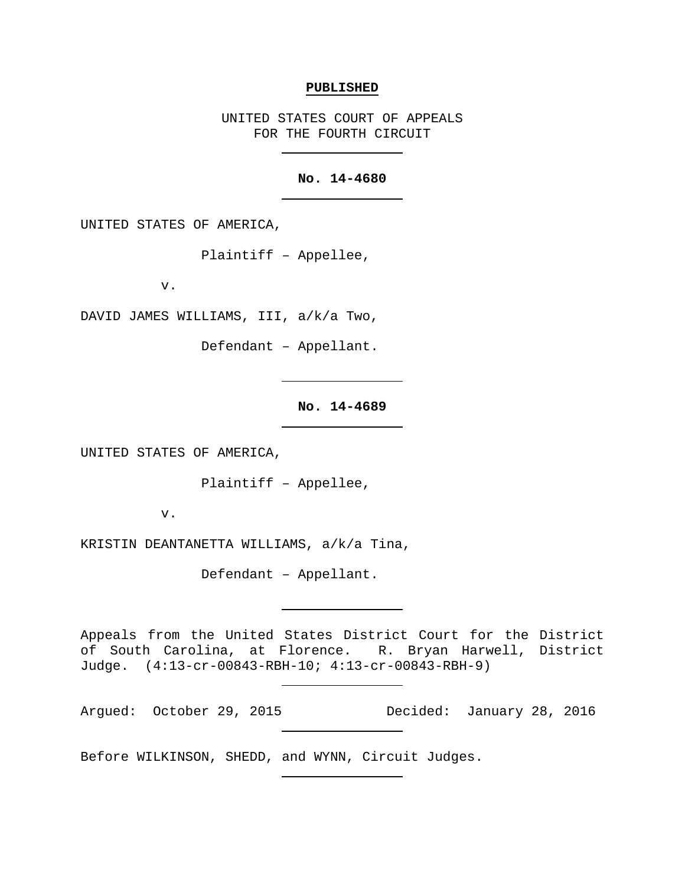**PUBLISHED**

UNITED STATES COURT OF APPEALS
FOR THE FOURTH CIRCUIT

---

**No. 14-4680**

---

UNITED STATES OF AMERICA,

Plaintiff – Appellee,

v.

DAVID JAMES WILLIAMS, III, a/k/a Two,

Defendant – Appellant.

---

**No. 14-4689**

---

UNITED STATES OF AMERICA,

Plaintiff – Appellee,

v.

KRISTIN DEANTANETTA WILLIAMS, a/k/a Tina,

Defendant – Appellant.

---

Appeals from the United States District Court for the District of South Carolina, at Florence. R. Bryan Harwell, District Judge. (4:13-cr-00843-RBH-10; 4:13-cr-00843-RBH-9)

---

Argued: October 29, 2015 Decided: January 28, 2016

---

Before WILKINSON, SHEDD, and WYNN, Circuit Judges.

---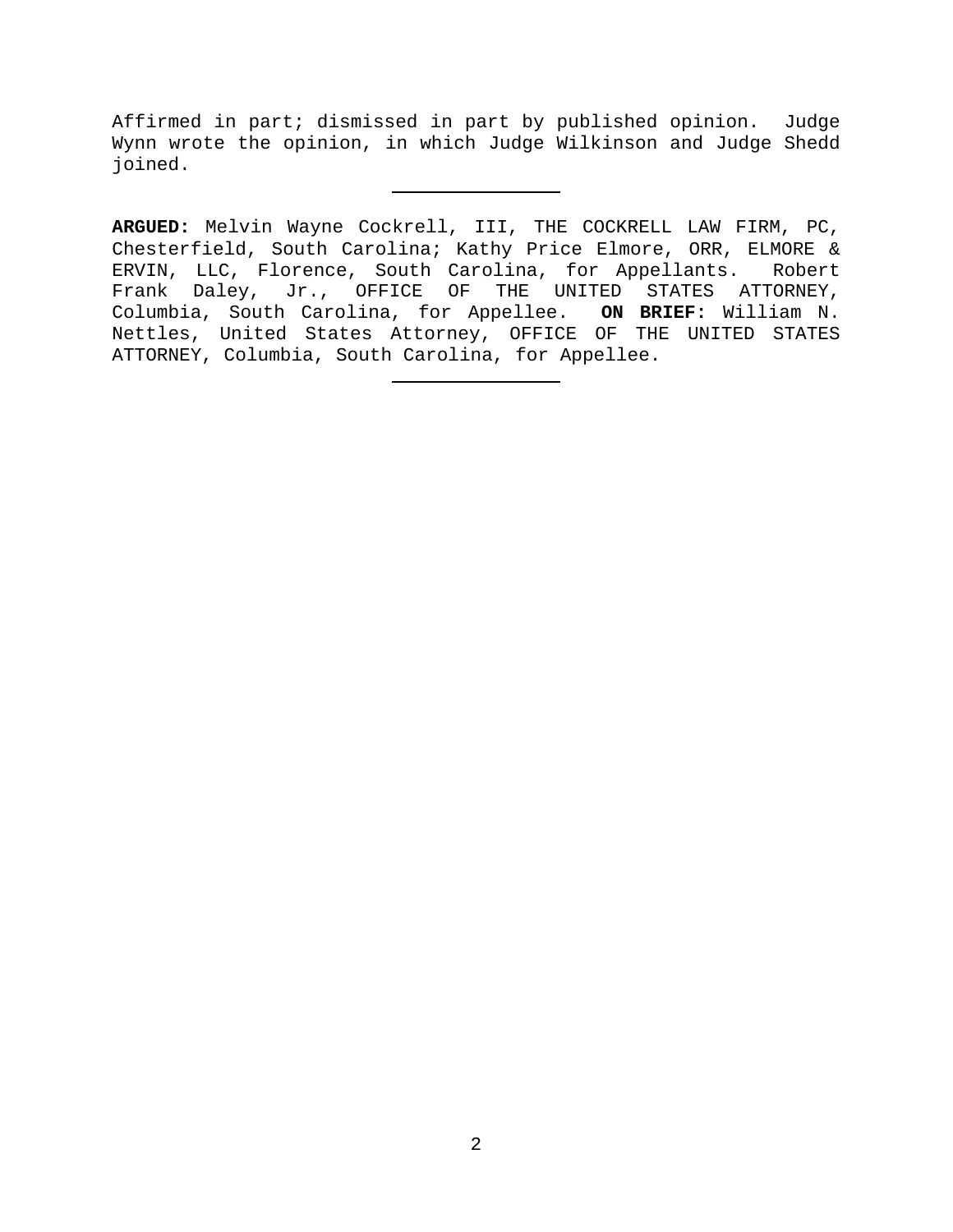Affirmed in part; dismissed in part by published opinion. Judge Wynn wrote the opinion, in which Judge Wilkinson and Judge Shedd joined.

---

**ARGUED:** Melvin Wayne Cockrell, III, THE COCKRELL LAW FIRM, PC, Chesterfield, South Carolina; Kathy Price Elmore, ORR, ELMORE & ERVIN, LLC, Florence, South Carolina, for Appellants. Robert Frank Daley, Jr., OFFICE OF THE UNITED STATES ATTORNEY, Columbia, South Carolina, for Appellee. **ON BRIEF:** William N. Nettles, United States Attorney, OFFICE OF THE UNITED STATES ATTORNEY, Columbia, South Carolina, for Appellee.

---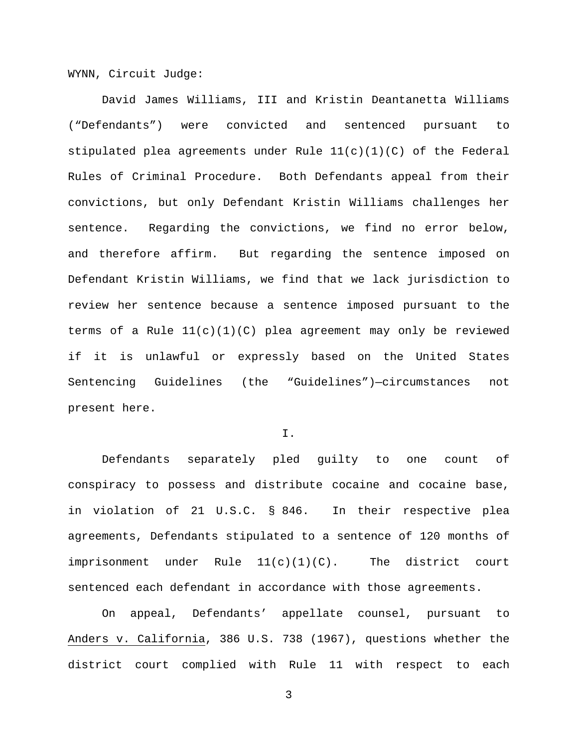WYNN, Circuit Judge:

David James Williams, III and Kristin Deantanetta Williams ("Defendants") were convicted and sentenced pursuant to stipulated plea agreements under Rule 11(c)(1)(C) of the Federal Rules of Criminal Procedure. Both Defendants appeal from their convictions, but only Defendant Kristin Williams challenges her sentence. Regarding the convictions, we find no error below, and therefore affirm. But regarding the sentence imposed on Defendant Kristin Williams, we find that we lack jurisdiction to review her sentence because a sentence imposed pursuant to the terms of a Rule 11(c)(1)(C) plea agreement may only be reviewed if it is unlawful or expressly based on the United States Sentencing Guidelines (the "Guidelines")—circumstances not present here.

I.

Defendants separately pled guilty to one count of conspiracy to possess and distribute cocaine and cocaine base, in violation of 21 U.S.C. § 846. In their respective plea agreements, Defendants stipulated to a sentence of 120 months of imprisonment under Rule 11(c)(1)(C). The district court sentenced each defendant in accordance with those agreements.

On appeal, Defendants' appellate counsel, pursuant to Anders v. California, 386 U.S. 738 (1967), questions whether the district court complied with Rule 11 with respect to each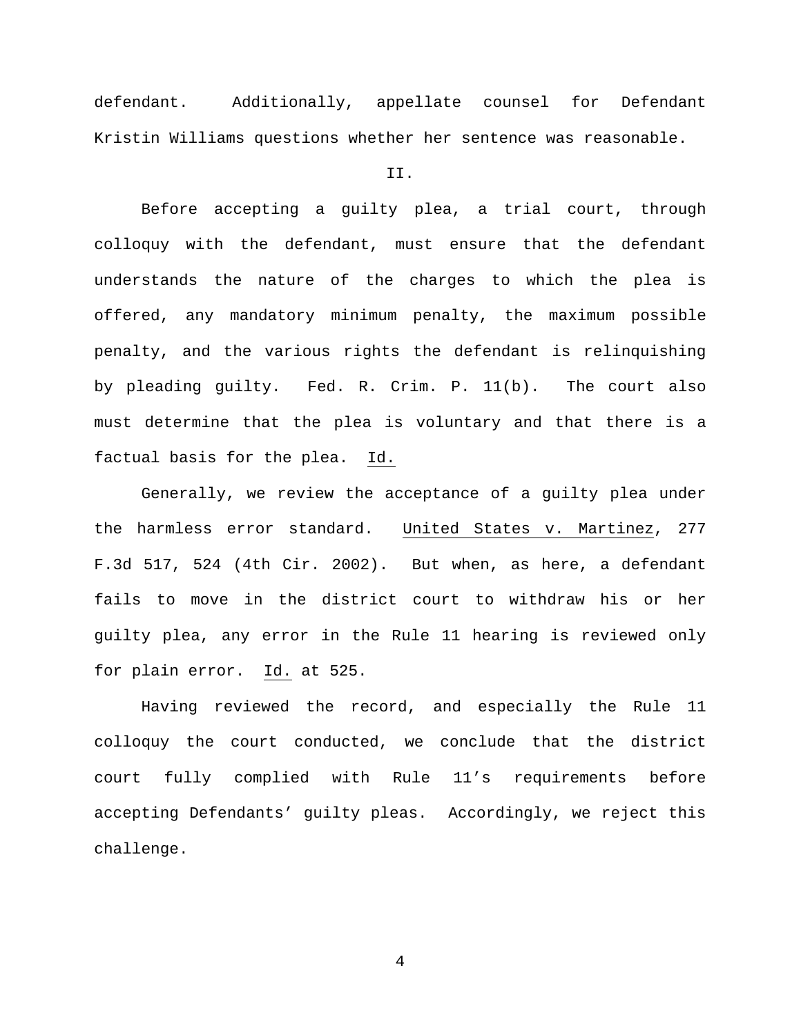defendant. Additionally, appellate counsel for Defendant Kristin Williams questions whether her sentence was reasonable.

II.

Before accepting a guilty plea, a trial court, through colloquy with the defendant, must ensure that the defendant understands the nature of the charges to which the plea is offered, any mandatory minimum penalty, the maximum possible penalty, and the various rights the defendant is relinquishing by pleading guilty. Fed. R. Crim. P. 11(b). The court also must determine that the plea is voluntary and that there is a factual basis for the plea. Id.

Generally, we review the acceptance of a guilty plea under the harmless error standard. United States v. Martinez, 277 F.3d 517, 524 (4th Cir. 2002). But when, as here, a defendant fails to move in the district court to withdraw his or her guilty plea, any error in the Rule 11 hearing is reviewed only for plain error. Id. at 525.

Having reviewed the record, and especially the Rule 11 colloquy the court conducted, we conclude that the district court fully complied with Rule 11's requirements before accepting Defendants' guilty pleas. Accordingly, we reject this challenge.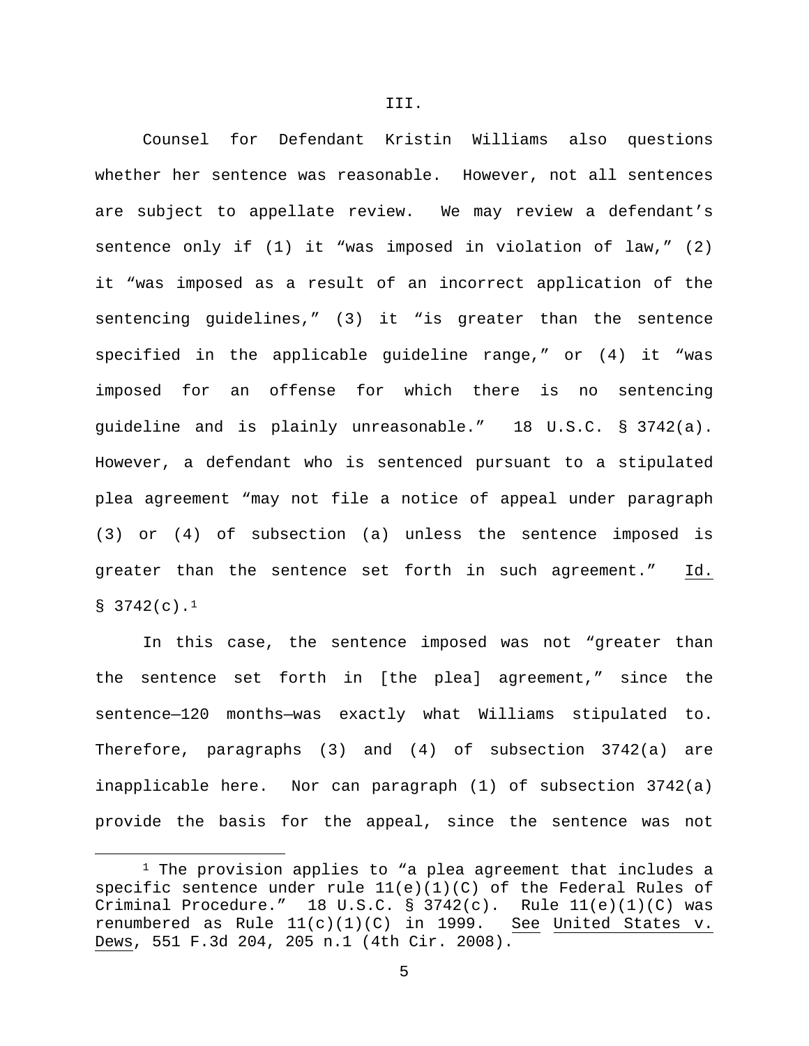## III.

Counsel for Defendant Kristin Williams also questions whether her sentence was reasonable. However, not all sentences are subject to appellate review. We may review a defendant's sentence only if (1) it "was imposed in violation of law," (2) it "was imposed as a result of an incorrect application of the sentencing guidelines," (3) it "is greater than the sentence specified in the applicable guideline range," or (4) it "was imposed for an offense for which there is no sentencing guideline and is plainly unreasonable." 18 U.S.C. § 3742(a). However, a defendant who is sentenced pursuant to a stipulated plea agreement "may not file a notice of appeal under paragraph (3) or (4) of subsection (a) unless the sentence imposed is greater than the sentence set forth in such agreement." Id. § 3742(c).[1]

In this case, the sentence imposed was not "greater than the sentence set forth in [the plea] agreement," since the sentence—120 months—was exactly what Williams stipulated to. Therefore, paragraphs (3) and (4) of subsection 3742(a) are inapplicable here. Nor can paragraph (1) of subsection 3742(a) provide the basis for the appeal, since the sentence was not

---

[1] The provision applies to "a plea agreement that includes a specific sentence under rule 11(e)(1)(C) of the Federal Rules of Criminal Procedure." 18 U.S.C. § 3742(c). Rule 11(e)(1)(C) was renumbered as Rule 11(c)(1)(C) in 1999. See United States v. Dews, 551 F.3d 204, 205 n.1 (4th Cir. 2008).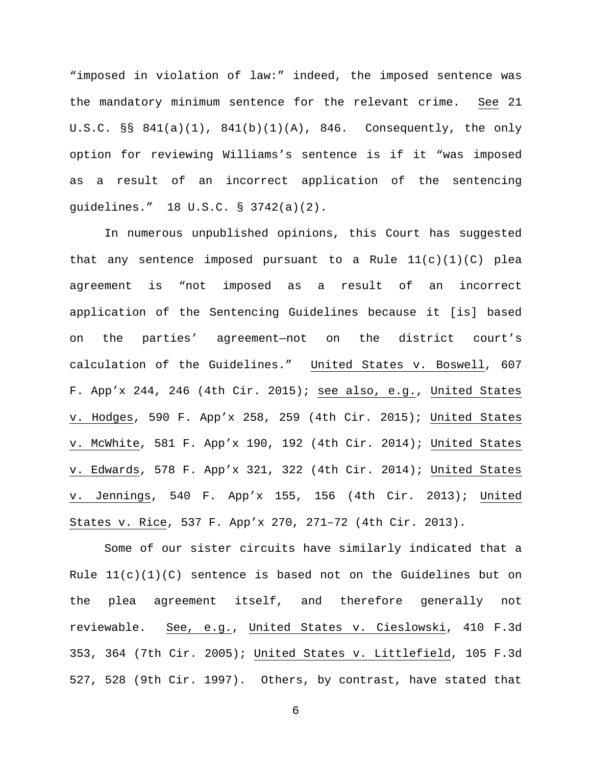"imposed in violation of law:" indeed, the imposed sentence was the mandatory minimum sentence for the relevant crime. See 21 U.S.C. §§ 841(a)(1), 841(b)(1)(A), 846. Consequently, the only option for reviewing Williams's sentence is if it "was imposed as a result of an incorrect application of the sentencing guidelines." 18 U.S.C. § 3742(a)(2).

In numerous unpublished opinions, this Court has suggested that any sentence imposed pursuant to a Rule 11(c)(1)(C) plea agreement is "not imposed as a result of an incorrect application of the Sentencing Guidelines because it [is] based on the parties' agreement—not on the district court's calculation of the Guidelines." United States v. Boswell, 607 F. App'x 244, 246 (4th Cir. 2015); see also, e.g., United States v. Hodges, 590 F. App'x 258, 259 (4th Cir. 2015); United States v. McWhite, 581 F. App'x 190, 192 (4th Cir. 2014); United States v. Edwards, 578 F. App'x 321, 322 (4th Cir. 2014); United States v. Jennings, 540 F. App'x 155, 156 (4th Cir. 2013); United States v. Rice, 537 F. App'x 270, 271–72 (4th Cir. 2013).

Some of our sister circuits have similarly indicated that a Rule 11(c)(1)(C) sentence is based not on the Guidelines but on the plea agreement itself, and therefore generally not reviewable. See, e.g., United States v. Cieslowski, 410 F.3d 353, 364 (7th Cir. 2005); United States v. Littlefield, 105 F.3d 527, 528 (9th Cir. 1997). Others, by contrast, have stated that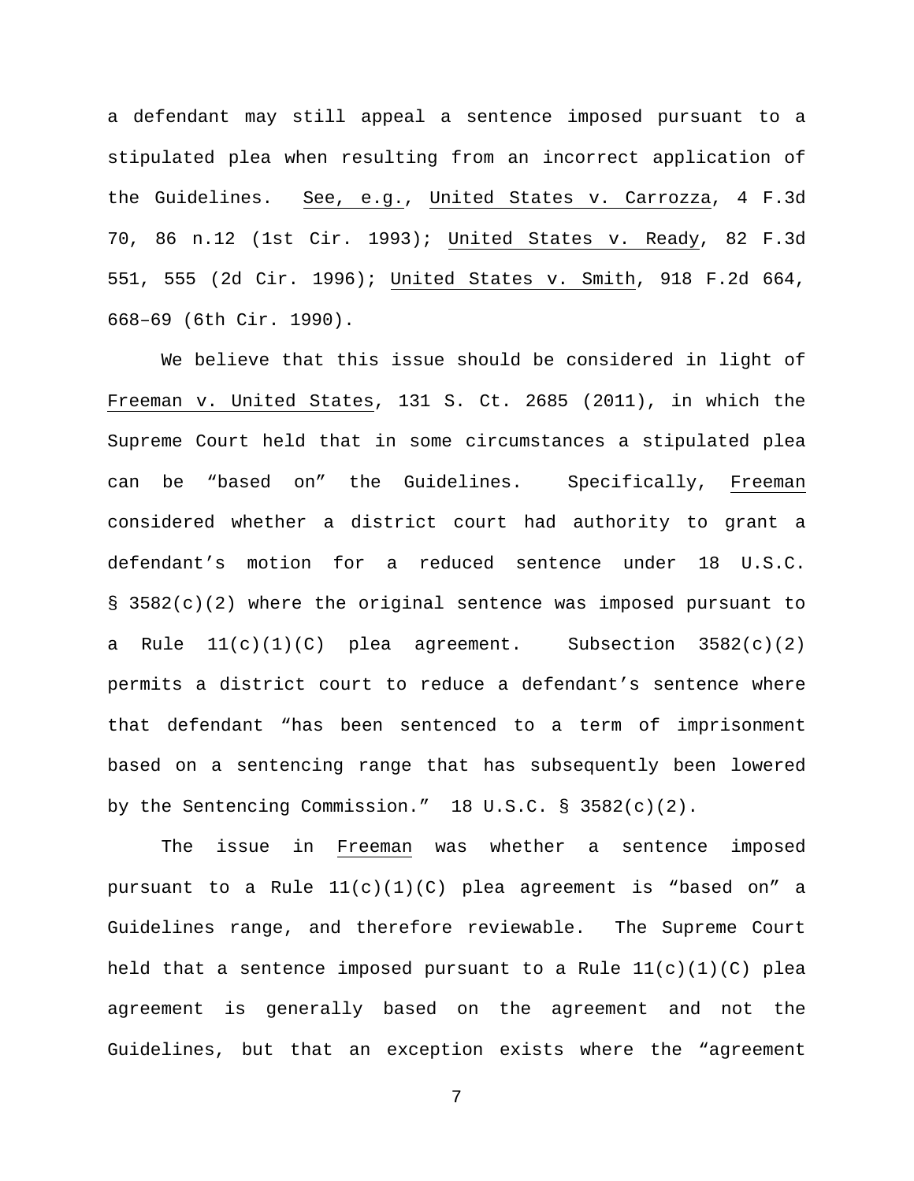a defendant may still appeal a sentence imposed pursuant to a stipulated plea when resulting from an incorrect application of the Guidelines. See, e.g., United States v. Carrozza, 4 F.3d 70, 86 n.12 (1st Cir. 1993); United States v. Ready, 82 F.3d 551, 555 (2d Cir. 1996); United States v. Smith, 918 F.2d 664, 668–69 (6th Cir. 1990).

We believe that this issue should be considered in light of Freeman v. United States, 131 S. Ct. 2685 (2011), in which the Supreme Court held that in some circumstances a stipulated plea can be "based on" the Guidelines. Specifically, Freeman considered whether a district court had authority to grant a defendant's motion for a reduced sentence under 18 U.S.C. § 3582(c)(2) where the original sentence was imposed pursuant to a Rule 11(c)(1)(C) plea agreement. Subsection 3582(c)(2) permits a district court to reduce a defendant's sentence where that defendant "has been sentenced to a term of imprisonment based on a sentencing range that has subsequently been lowered by the Sentencing Commission." 18 U.S.C. § 3582(c)(2).

The issue in Freeman was whether a sentence imposed pursuant to a Rule 11(c)(1)(C) plea agreement is "based on" a Guidelines range, and therefore reviewable. The Supreme Court held that a sentence imposed pursuant to a Rule 11(c)(1)(C) plea agreement is generally based on the agreement and not the Guidelines, but that an exception exists where the "agreement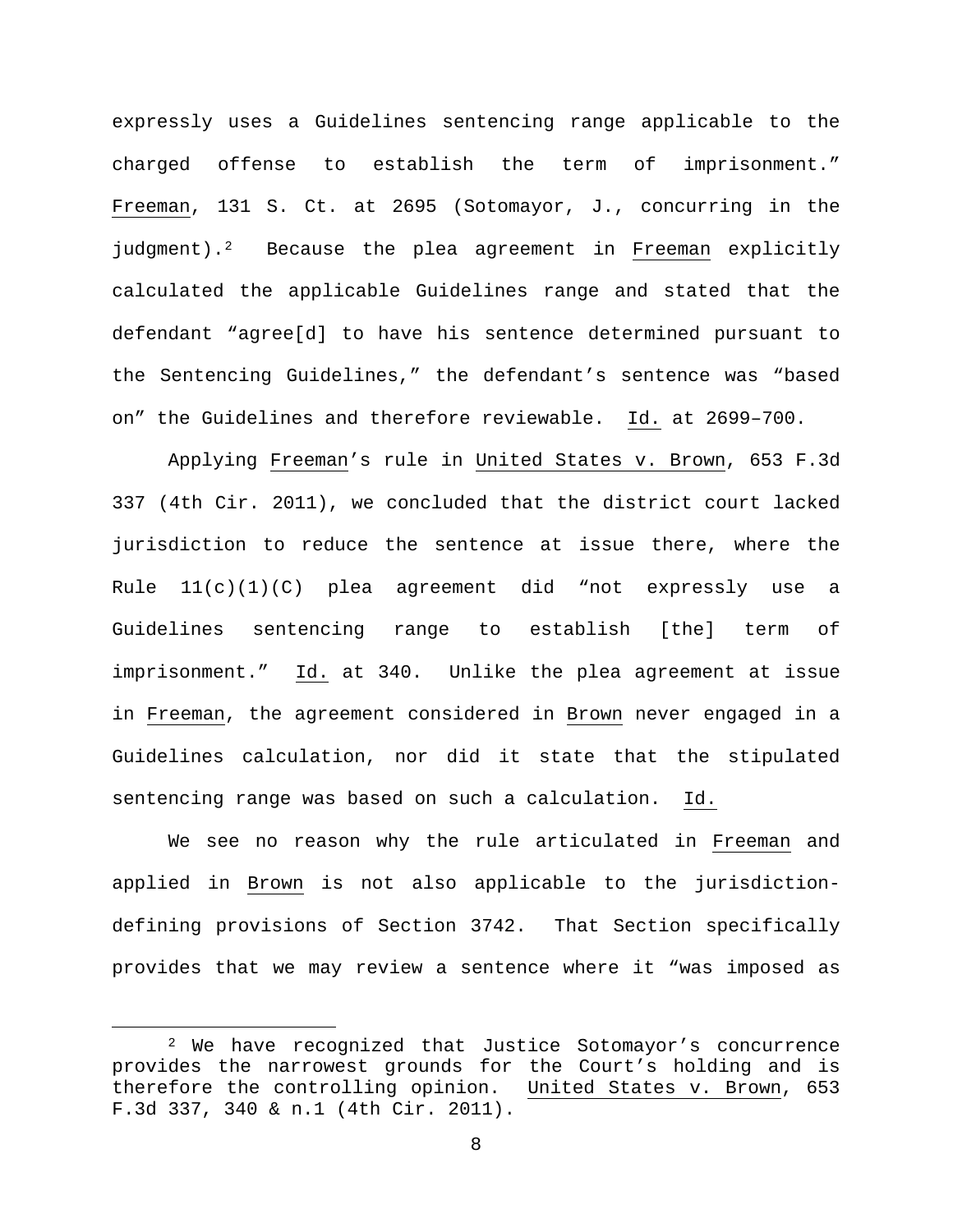expressly uses a Guidelines sentencing range applicable to the charged offense to establish the term of imprisonment." Freeman, 131 S. Ct. at 2695 (Sotomayor, J., concurring in the judgment).[2] Because the plea agreement in Freeman explicitly calculated the applicable Guidelines range and stated that the defendant "agree[d] to have his sentence determined pursuant to the Sentencing Guidelines," the defendant's sentence was "based on" the Guidelines and therefore reviewable. Id. at 2699–700.

Applying Freeman's rule in United States v. Brown, 653 F.3d 337 (4th Cir. 2011), we concluded that the district court lacked jurisdiction to reduce the sentence at issue there, where the Rule 11(c)(1)(C) plea agreement did "not expressly use a Guidelines sentencing range to establish [the] term of imprisonment." Id. at 340. Unlike the plea agreement at issue in Freeman, the agreement considered in Brown never engaged in a Guidelines calculation, nor did it state that the stipulated sentencing range was based on such a calculation. Id.

We see no reason why the rule articulated in Freeman and applied in Brown is not also applicable to the jurisdiction-defining provisions of Section 3742. That Section specifically provides that we may review a sentence where it "was imposed as

[2] We have recognized that Justice Sotomayor's concurrence provides the narrowest grounds for the Court's holding and is therefore the controlling opinion. United States v. Brown, 653 F.3d 337, 340 & n.1 (4th Cir. 2011).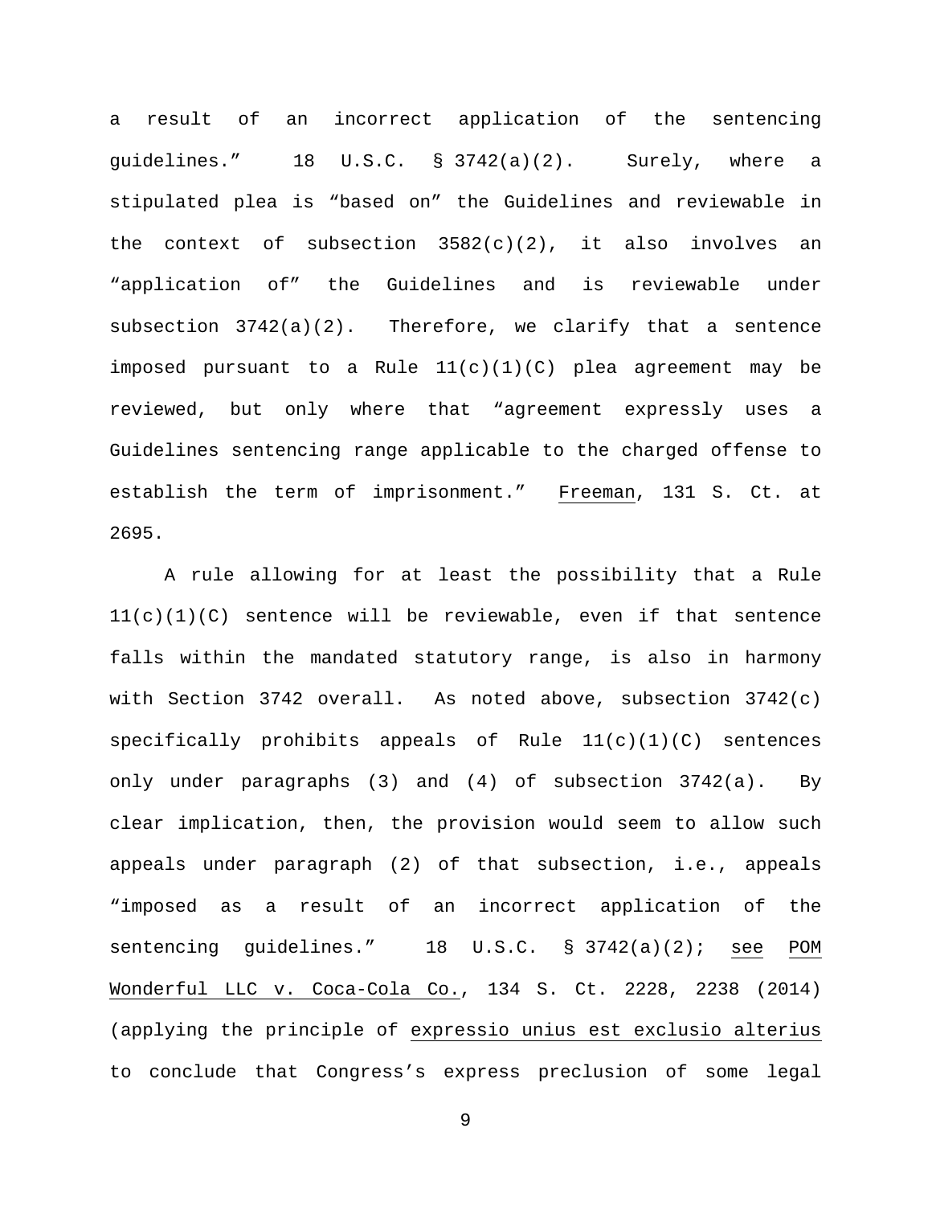a result of an incorrect application of the sentencing guidelines." 18 U.S.C. § 3742(a)(2). Surely, where a stipulated plea is "based on" the Guidelines and reviewable in the context of subsection 3582(c)(2), it also involves an "application of" the Guidelines and is reviewable under subsection 3742(a)(2). Therefore, we clarify that a sentence imposed pursuant to a Rule 11(c)(1)(C) plea agreement may be reviewed, but only where that "agreement expressly uses a Guidelines sentencing range applicable to the charged offense to establish the term of imprisonment." Freeman, 131 S. Ct. at 2695.

A rule allowing for at least the possibility that a Rule 11(c)(1)(C) sentence will be reviewable, even if that sentence falls within the mandated statutory range, is also in harmony with Section 3742 overall. As noted above, subsection 3742(c) specifically prohibits appeals of Rule 11(c)(1)(C) sentences only under paragraphs (3) and (4) of subsection 3742(a). By clear implication, then, the provision would seem to allow such appeals under paragraph (2) of that subsection, i.e., appeals "imposed as a result of an incorrect application of the sentencing guidelines." 18 U.S.C. § 3742(a)(2); see POM Wonderful LLC v. Coca-Cola Co., 134 S. Ct. 2228, 2238 (2014) (applying the principle of *expressio unius est exclusio alterius* to conclude that Congress's express preclusion of some legal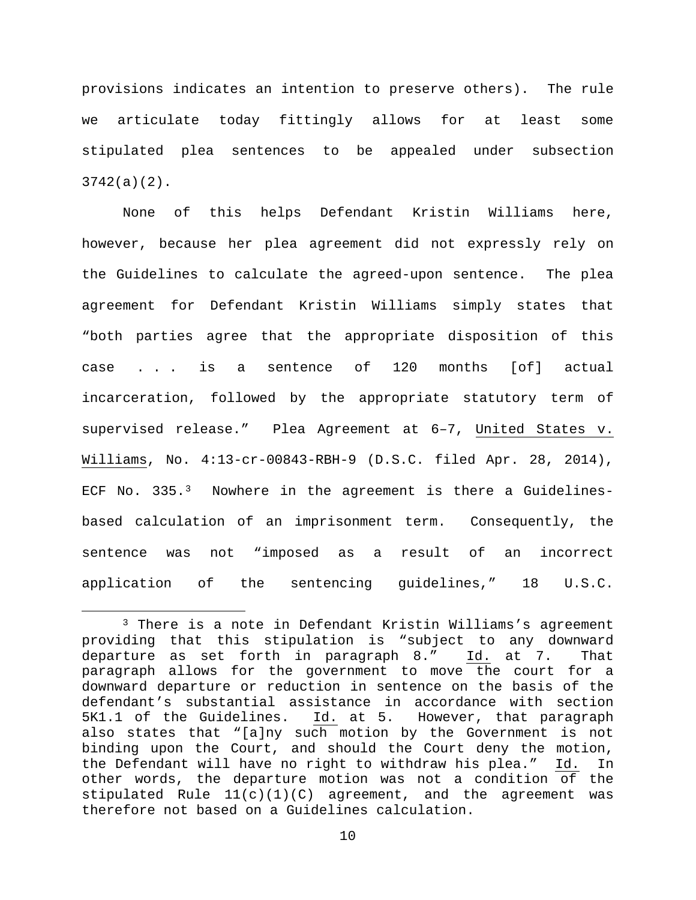provisions indicates an intention to preserve others). The rule we articulate today fittingly allows for at least some stipulated plea sentences to be appealed under subsection 3742(a)(2).

None of this helps Defendant Kristin Williams here, however, because her plea agreement did not expressly rely on the Guidelines to calculate the agreed-upon sentence. The plea agreement for Defendant Kristin Williams simply states that "both parties agree that the appropriate disposition of this case . . . is a sentence of 120 months [of] actual incarceration, followed by the appropriate statutory term of supervised release." Plea Agreement at 6–7, United States v. Williams, No. 4:13-cr-00843-RBH-9 (D.S.C. filed Apr. 28, 2014), ECF No. 335.[3] Nowhere in the agreement is there a Guidelines-based calculation of an imprisonment term. Consequently, the sentence was not "imposed as a result of an incorrect application of the sentencing guidelines," 18 U.S.C.

[3] There is a note in Defendant Kristin Williams's agreement providing that this stipulation is "subject to any downward departure as set forth in paragraph 8." Id. at 7. That paragraph allows for the government to move the court for a downward departure or reduction in sentence on the basis of the defendant's substantial assistance in accordance with section 5K1.1 of the Guidelines. Id. at 5. However, that paragraph also states that "[a]ny such motion by the Government is not binding upon the Court, and should the Court deny the motion, the Defendant will have no right to withdraw his plea." Id. In other words, the departure motion was not a condition of the stipulated Rule 11(c)(1)(C) agreement, and the agreement was therefore not based on a Guidelines calculation.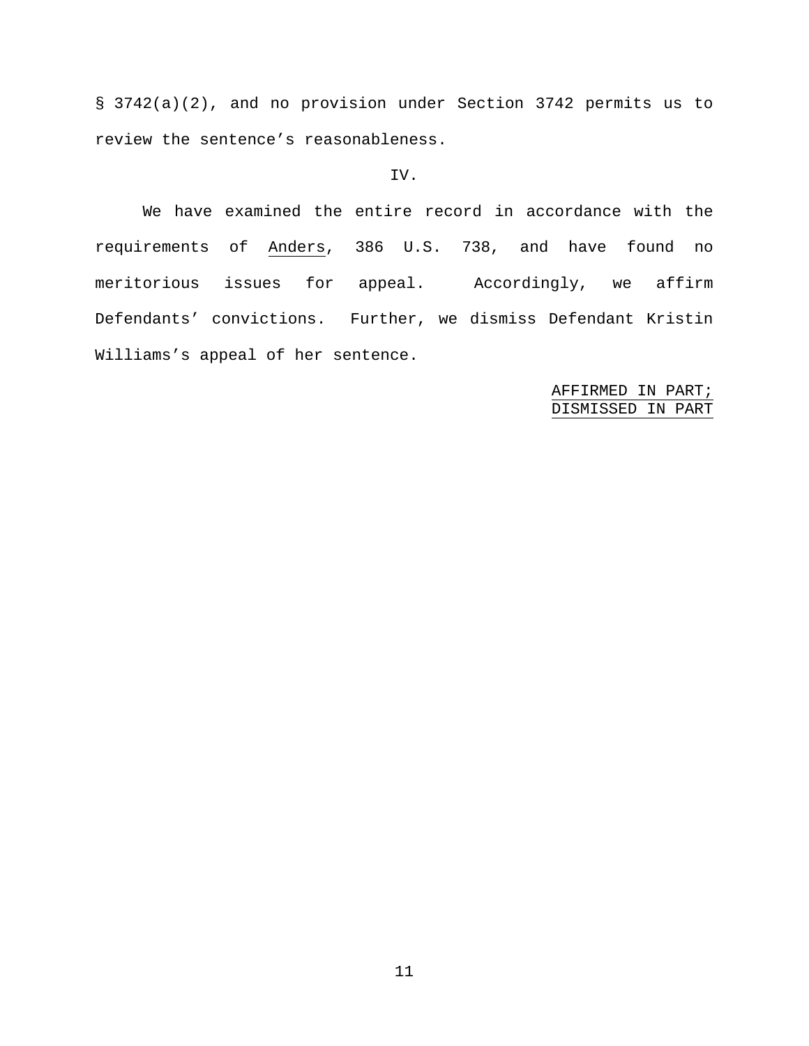§ 3742(a)(2), and no provision under Section 3742 permits us to review the sentence's reasonableness.

## IV.

We have examined the entire record in accordance with the requirements of Anders, 386 U.S. 738, and have found no meritorious issues for appeal. Accordingly, we affirm Defendants' convictions. Further, we dismiss Defendant Kristin Williams's appeal of her sentence.

AFFIRMED IN PART;
DISMISSED IN PART